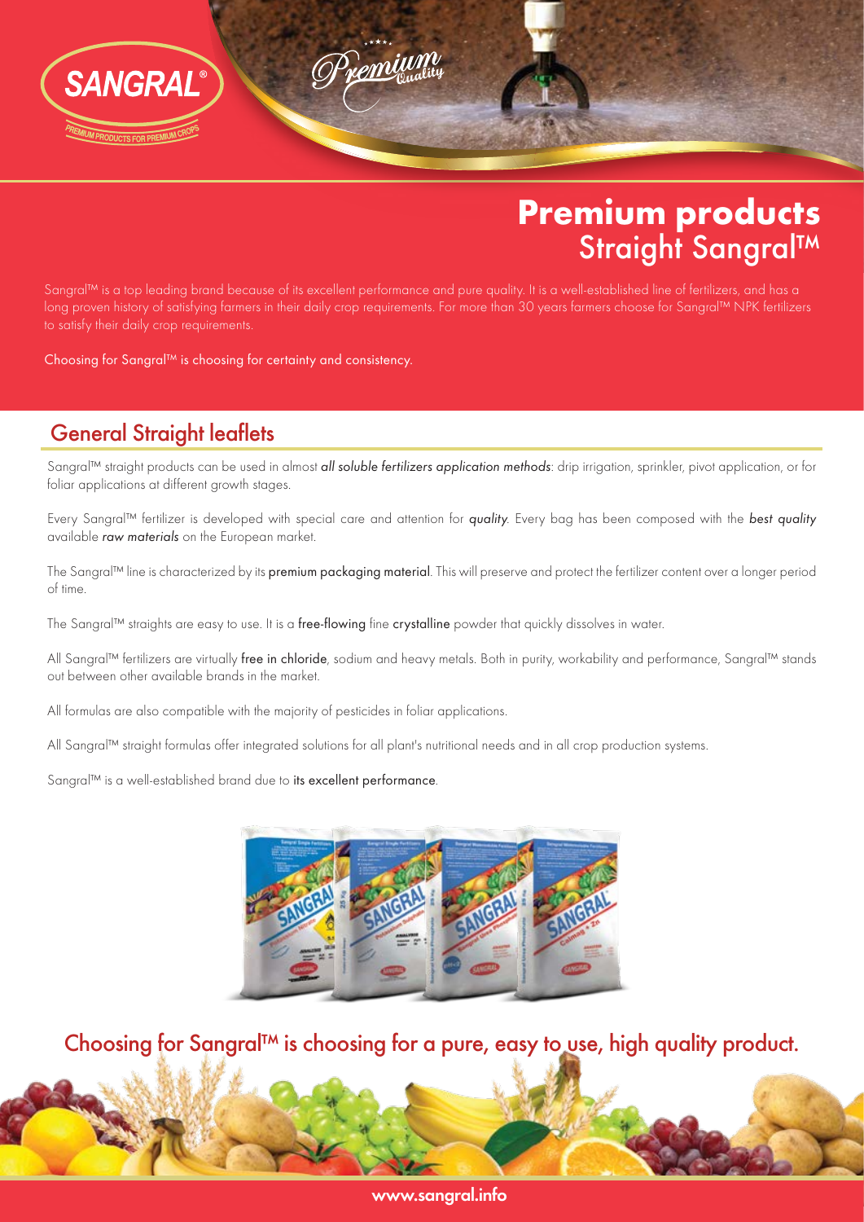SANGRAL®

PREMIUM PRODUCTS FOR PREMIUM CROPS

Premium Quality

# Premium products
## Straight Sangral™

Sangral™ is a top leading brand because of its excellent performance and pure quality. It is a well-established line of fertilizers, and has a long proven history of satisfying farmers in their daily crop requirements. For more than 30 years farmers choose for Sangral™ NPK fertilizers to satisfy their daily crop requirements.

Choosing for Sangral™ is choosing for certainty and consistency.

## General Straight leaflets

Sangral™ straight products can be used in almost *all soluble fertilizers application methods*: drip irrigation, sprinkler, pivot application, or for foliar applications at different growth stages.

Every Sangral™ fertilizer is developed with special care and attention for *quality*. Every bag has been composed with the *best quality* available *raw materials* on the European market.

The Sangral™ line is characterized by its premium packaging material. This will preserve and protect the fertilizer content over a longer period of time.

The Sangral™ straights are easy to use. It is a free-flowing fine crystalline powder that quickly dissolves in water.

All Sangral™ fertilizers are virtually free in chloride, sodium and heavy metals. Both in purity, workability and performance, Sangral™ stands out between other available brands in the market.

All formulas are also compatible with the majority of pesticides in foliar applications.

All Sangral™ straight formulas offer integrated solutions for all plant's nutritional needs and in all crop production systems.

Sangral™ is a well-established brand due to its excellent performance.

Choosing for Sangral™ is choosing for a pure, easy to use, high quality product.

www.sangral.info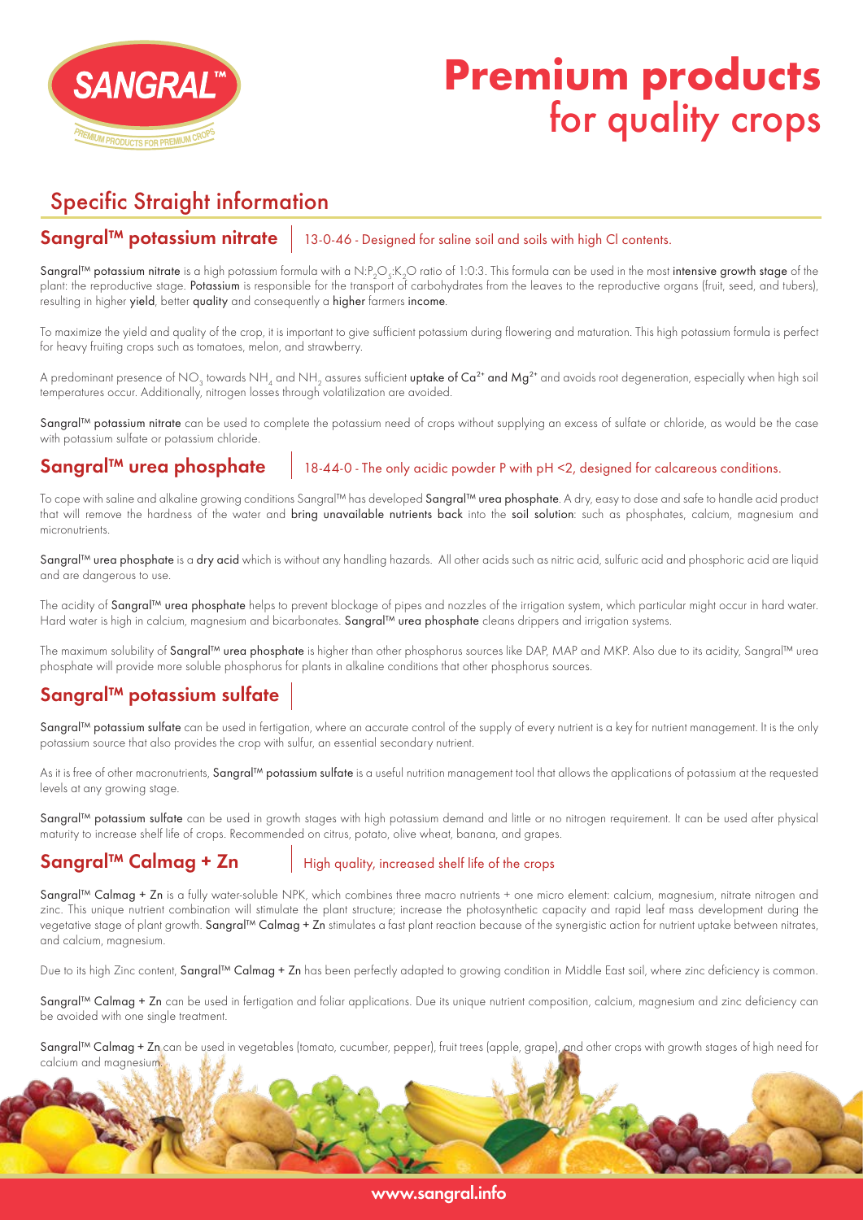# Premium products for quality crops

## Specific Straight information

### Sangral™ potassium nitrate | 13-0-46 - Designed for saline soil and soils with high Cl contents.

Sangral™ potassium nitrate is a high potassium formula with a $N:P_2O_5:K_2O$ ratio of 1:0:3. This formula can be used in the most **intensive growth stage** of the plant: the reproductive stage. **Potassium** is responsible for the transport of carbohydrates from the leaves to the reproductive organs (fruit, seed, and tubers), resulting in higher **yield**, better **quality** and consequently a **higher** farmers **income**.

To maximize the yield and quality of the crop, it is important to give sufficient potassium during flowering and maturation. This high potassium formula is perfect for heavy fruiting crops such as tomatoes, melon, and strawberry.

A predominant presence of $NO_3$ towards $NH_4$ and $NH_2$ assures sufficient **uptake of $Ca^{2+}$ and $Mg^{2+}$** and avoids root degeneration, especially when high soil temperatures occur. Additionally, nitrogen losses through volatilization are avoided.

**Sangral™ potassium nitrate** can be used to complete the potassium need of crops without supplying an excess of sulfate or chloride, as would be the case with potassium sulfate or potassium chloride.

### Sangral™ urea phosphate | 18-44-0 - The only acidic powder P with pH <2, designed for calcareous conditions.

To cope with saline and alkaline growing conditions Sangral™ has developed **Sangral™ urea phosphate**. A dry, easy to dose and safe to handle acid product that will remove the hardness of the water and **bring unavailable nutrients back** into the **soil solution**: such as phosphates, calcium, magnesium and micronutrients.

**Sangral™ urea phosphate** is a **dry acid** which is without any handling hazards. All other acids such as nitric acid, sulfuric acid and phosphoric acid are liquid and are dangerous to use.

The acidity of **Sangral™ urea phosphate** helps to prevent blockage of pipes and nozzles of the irrigation system, which particular might occur in hard water. Hard water is high in calcium, magnesium and bicarbonates. **Sangral™ urea phosphate** cleans drippers and irrigation systems.

The maximum solubility of **Sangral™ urea phosphate** is higher than other phosphorus sources like DAP, MAP and MKP. Also due to its acidity, Sangral™ urea phosphate will provide more soluble phosphorus for plants in alkaline conditions that other phosphorus sources.

### Sangral™ potassium sulfate

**Sangral™ potassium sulfate** can be used in fertigation, where an accurate control of the supply of every nutrient is a key for nutrient management. It is the only potassium source that also provides the crop with sulfur, an essential secondary nutrient.

As it is free of other macronutrients, **Sangral™ potassium sulfate** is a useful nutrition management tool that allows the applications of potassium at the requested levels at any growing stage.

**Sangral™ potassium sulfate** can be used in growth stages with high potassium demand and little or no nitrogen requirement. It can be used after physical maturity to increase shelf life of crops. Recommended on citrus, potato, olive wheat, banana, and grapes.

### Sangral™ Calmag + Zn | High quality, increased shelf life of the crops

**Sangral™ Calmag + Zn** is a fully water-soluble NPK, which combines three macro nutrients + one micro element: calcium, magnesium, nitrate nitrogen and zinc. This unique nutrient combination will stimulate the plant structure; increase the photosynthetic capacity and rapid leaf mass development during the vegetative stage of plant growth. **Sangral™ Calmag + Zn** stimulates a fast plant reaction because of the synergistic action for nutrient uptake between nitrates, and calcium, magnesium.

Due to its high Zinc content, **Sangral™ Calmag + Zn** has been perfectly adapted to growing condition in Middle East soil, where zinc deficiency is common.

**Sangral™ Calmag + Zn** can be used in fertigation and foliar applications. Due its unique nutrient composition, calcium, magnesium and zinc deficiency can be avoided with one single treatment.

**Sangral™ Calmag + Zn** can be used in vegetables (tomato, cucumber, pepper), fruit trees (apple, grape), and other crops with growth stages of high need for calcium and magnesium.

www.sangral.info